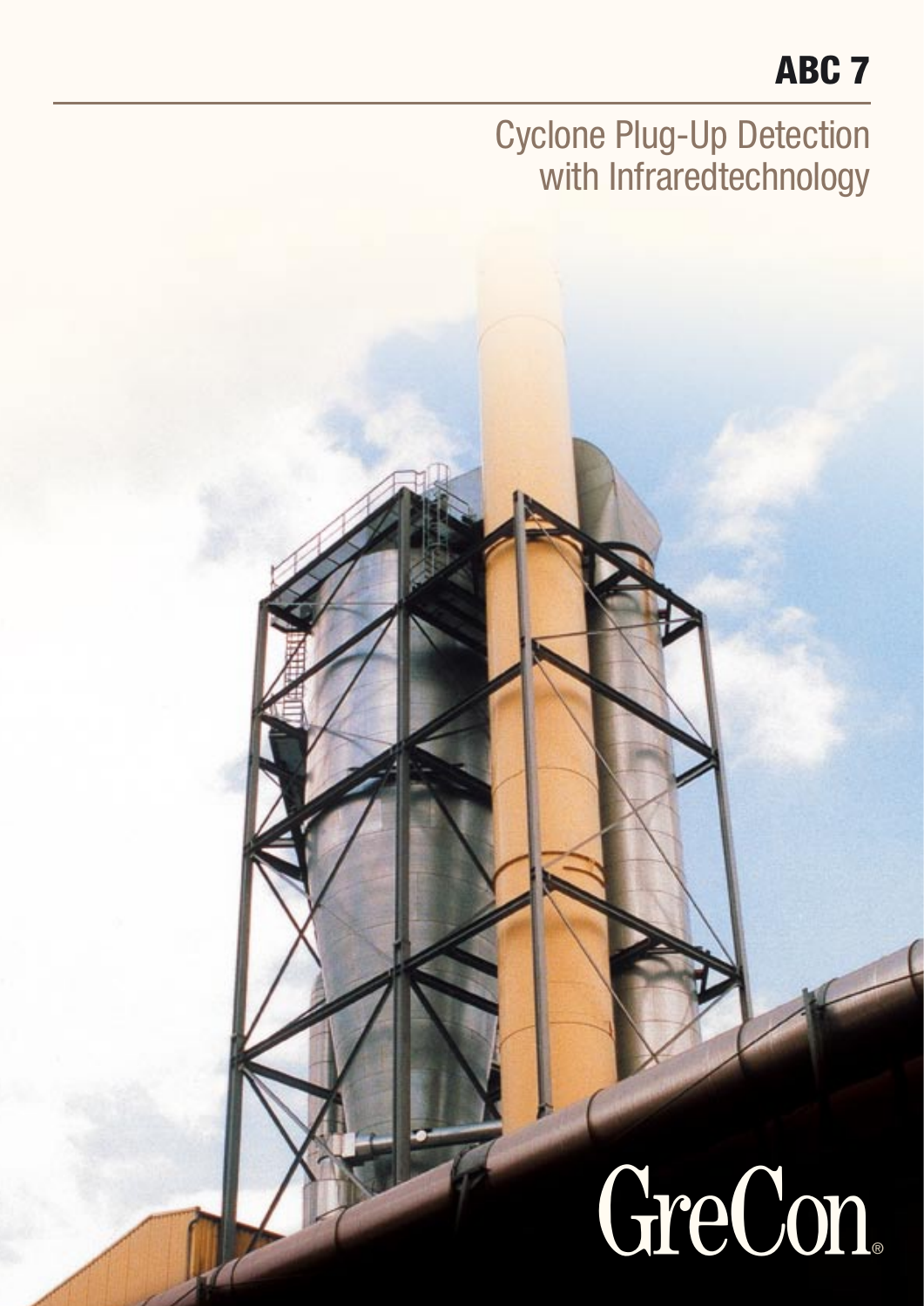# ABC 7

## Cyclone Plug-Up Detection with Infraredtechnology

GreCon®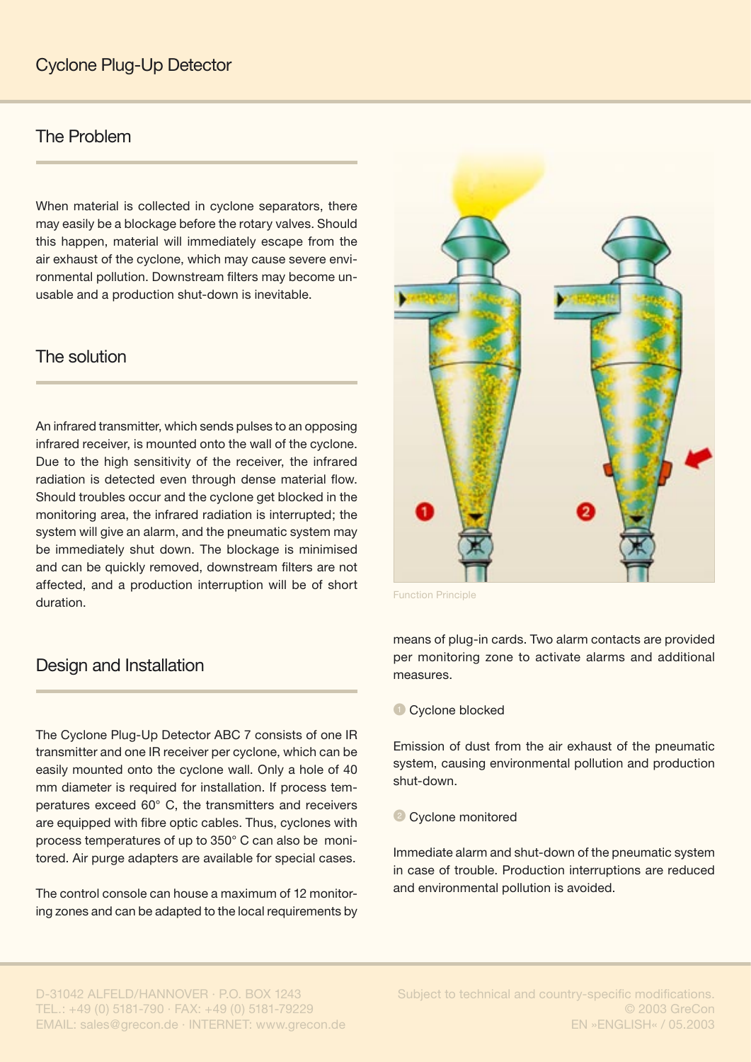# Cyclone Plug-Up Detector

## The Problem

When material is collected in cyclone separators, there may easily be a blockage before the rotary valves. Should this happen, material will immediately escape from the air exhaust of the cyclone, which may cause severe environmental pollution. Downstream filters may become unusable and a production shut-down is inevitable.

## The solution

An infrared transmitter, which sends pulses to an opposing infrared receiver, is mounted onto the wall of the cyclone. Due to the high sensitivity of the receiver, the infrared radiation is detected even through dense material flow. Should troubles occur and the cyclone get blocked in the monitoring area, the infrared radiation is interrupted; the system will give an alarm, and the pneumatic system may be immediately shut down. The blockage is minimised and can be quickly removed, downstream filters are not affected, and a production interruption will be of short duration.

Function Principle

## Design and Installation

The Cyclone Plug-Up Detector ABC 7 consists of one IR transmitter and one IR receiver per cyclone, which can be easily mounted onto the cyclone wall. Only a hole of 40 mm diameter is required for installation. If process temperatures exceed 60° C, the transmitters and receivers are equipped with fibre optic cables. Thus, cyclones with process temperatures of up to 350° C can also be monitored. Air purge adapters are available for special cases.

The control console can house a maximum of 12 monitoring zones and can be adapted to the local requirements by means of plug-in cards. Two alarm contacts are provided per monitoring zone to activate alarms and additional measures.

1 Cyclone blocked

Emission of dust from the air exhaust of the pneumatic system, causing environmental pollution and production shut-down.

2 Cyclone monitored

Immediate alarm and shut-down of the pneumatic system in case of trouble. Production interruptions are reduced and environmental pollution is avoided.

D-31042 ALFELD/HANNOVER · P.O. BOX 1243
TEL.: +49 (0) 5181-790 · FAX: +49 (0) 5181-79229
EMAIL: sales@grecon.de · INTERNET: www.grecon.de

Subject to technical and country-specific modifications.
© 2003 GreCon
EN »ENGLISH« / 05.2003